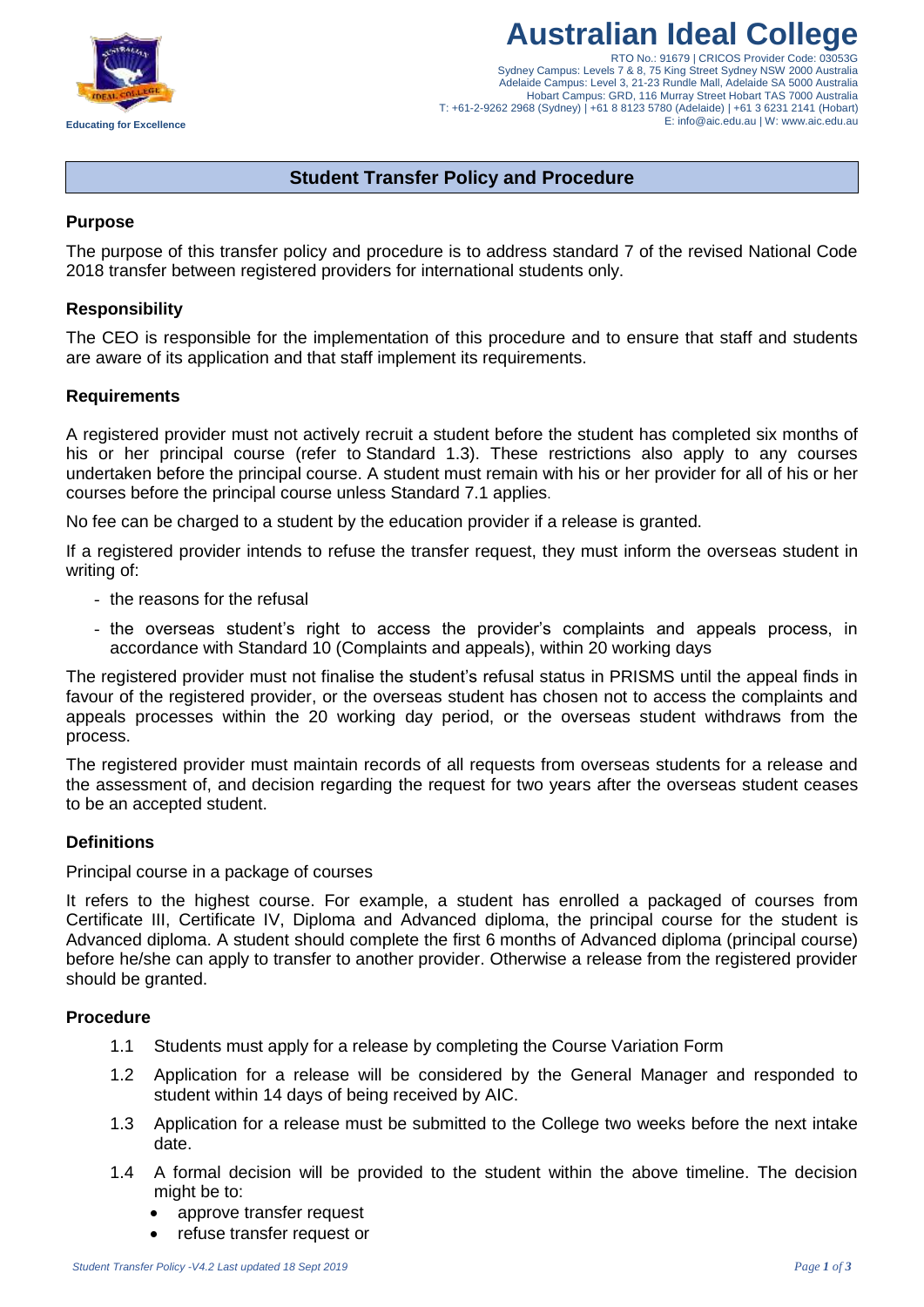# Australian Ideal College

RTO No.: 91679 | CRICOS Provider Code: 03053G
Sydney Campus: Levels 7 & 8, 75 King Street Sydney NSW 2000 Australia
Adelaide Campus: Level 3, 21-23 Rundle Mall, Adelaide SA 5000 Australia
Hobart Campus: GRD, 116 Murray Street Hobart TAS 7000 Australia
T: +61-2-9262 2968 (Sydney) | +61 8 8123 5780 (Adelaide) | +61 3 6231 2141 (Hobart)
E: info@aic.edu.au | W: www.aic.edu.au

Educating for Excellence

## Student Transfer Policy and Procedure

### Purpose

The purpose of this transfer policy and procedure is to address standard 7 of the revised National Code 2018 transfer between registered providers for international students only.

### Responsibility

The CEO is responsible for the implementation of this procedure and to ensure that staff and students are aware of its application and that staff implement its requirements.

### Requirements

A registered provider must not actively recruit a student before the student has completed six months of his or her principal course (refer to Standard 1.3). These restrictions also apply to any courses undertaken before the principal course. A student must remain with his or her provider for all of his or her courses before the principal course unless Standard 7.1 applies.

No fee can be charged to a student by the education provider if a release is granted.

If a registered provider intends to refuse the transfer request, they must inform the overseas student in writing of:

- the reasons for the refusal
- the overseas student's right to access the provider's complaints and appeals process, in accordance with Standard 10 (Complaints and appeals), within 20 working days

The registered provider must not finalise the student's refusal status in PRISMS until the appeal finds in favour of the registered provider, or the overseas student has chosen not to access the complaints and appeals processes within the 20 working day period, or the overseas student withdraws from the process.

The registered provider must maintain records of all requests from overseas students for a release and the assessment of, and decision regarding the request for two years after the overseas student ceases to be an accepted student.

### Definitions

Principal course in a package of courses

It refers to the highest course. For example, a student has enrolled a packaged of courses from Certificate III, Certificate IV, Diploma and Advanced diploma, the principal course for the student is Advanced diploma. A student should complete the first 6 months of Advanced diploma (principal course) before he/she can apply to transfer to another provider. Otherwise a release from the registered provider should be granted.

### Procedure

1.1 Students must apply for a release by completing the Course Variation Form

1.2 Application for a release will be considered by the General Manager and responded to student within 14 days of being received by AIC.

1.3 Application for a release must be submitted to the College two weeks before the next intake date.

1.4 A formal decision will be provided to the student within the above timeline. The decision might be to:

- approve transfer request
- refuse transfer request or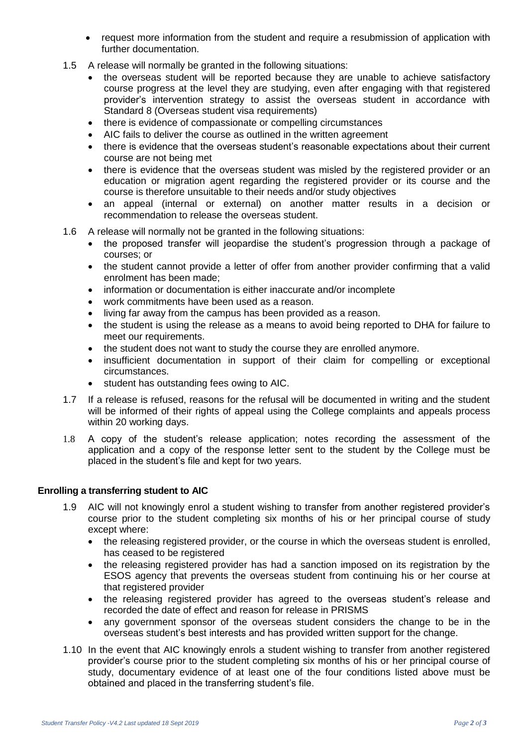- request more information from the student and require a resubmission of application with further documentation.

1.5 A release will normally be granted in the following situations:
   - the overseas student will be reported because they are unable to achieve satisfactory course progress at the level they are studying, even after engaging with that registered provider's intervention strategy to assist the overseas student in accordance with Standard 8 (Overseas student visa requirements)
   - there is evidence of compassionate or compelling circumstances
   - AIC fails to deliver the course as outlined in the written agreement
   - there is evidence that the overseas student's reasonable expectations about their current course are not being met
   - there is evidence that the overseas student was misled by the registered provider or an education or migration agent regarding the registered provider or its course and the course is therefore unsuitable to their needs and/or study objectives
   - an appeal (internal or external) on another matter results in a decision or recommendation to release the overseas student.

1.6 A release will normally not be granted in the following situations:
   - the proposed transfer will jeopardise the student's progression through a package of courses; or
   - the student cannot provide a letter of offer from another provider confirming that a valid enrolment has been made;
   - information or documentation is either inaccurate and/or incomplete
   - work commitments have been used as a reason.
   - living far away from the campus has been provided as a reason.
   - the student is using the release as a means to avoid being reported to DHA for failure to meet our requirements.
   - the student does not want to study the course they are enrolled anymore.
   - insufficient documentation in support of their claim for compelling or exceptional circumstances.
   - student has outstanding fees owing to AIC.

1.7 If a release is refused, reasons for the refusal will be documented in writing and the student will be informed of their rights of appeal using the College complaints and appeals process within 20 working days.

1.8 A copy of the student's release application; notes recording the assessment of the application and a copy of the response letter sent to the student by the College must be placed in the student's file and kept for two years.

**Enrolling a transferring student to AIC**

1.9 AIC will not knowingly enrol a student wishing to transfer from another registered provider's course prior to the student completing six months of his or her principal course of study except where:
   - the releasing registered provider, or the course in which the overseas student is enrolled, has ceased to be registered
   - the releasing registered provider has had a sanction imposed on its registration by the ESOS agency that prevents the overseas student from continuing his or her course at that registered provider
   - the releasing registered provider has agreed to the overseas student's release and recorded the date of effect and reason for release in PRISMS
   - any government sponsor of the overseas student considers the change to be in the overseas student's best interests and has provided written support for the change.

1.10 In the event that AIC knowingly enrols a student wishing to transfer from another registered provider's course prior to the student completing six months of his or her principal course of study, documentary evidence of at least one of the four conditions listed above must be obtained and placed in the transferring student's file.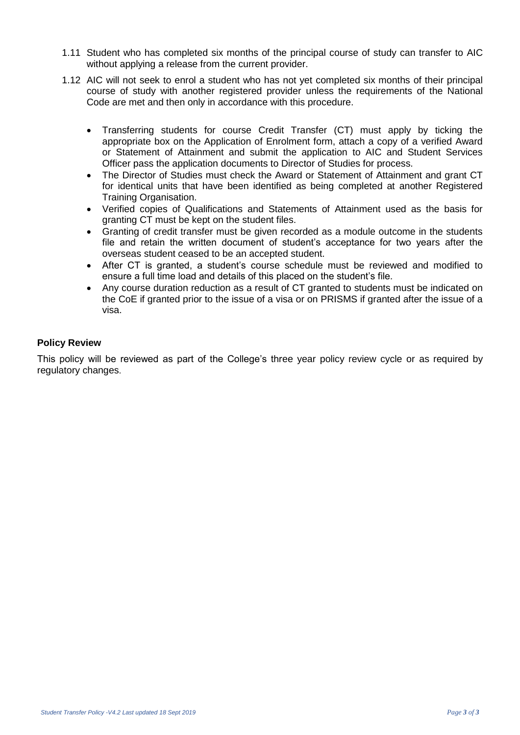1.11 Student who has completed six months of the principal course of study can transfer to AIC without applying a release from the current provider.

1.12 AIC will not seek to enrol a student who has not yet completed six months of their principal course of study with another registered provider unless the requirements of the National Code are met and then only in accordance with this procedure.

- Transferring students for course Credit Transfer (CT) must apply by ticking the appropriate box on the Application of Enrolment form, attach a copy of a verified Award or Statement of Attainment and submit the application to AIC and Student Services Officer pass the application documents to Director of Studies for process.
- The Director of Studies must check the Award or Statement of Attainment and grant CT for identical units that have been identified as being completed at another Registered Training Organisation.
- Verified copies of Qualifications and Statements of Attainment used as the basis for granting CT must be kept on the student files.
- Granting of credit transfer must be given recorded as a module outcome in the students file and retain the written document of student's acceptance for two years after the overseas student ceased to be an accepted student.
- After CT is granted, a student's course schedule must be reviewed and modified to ensure a full time load and details of this placed on the student's file.
- Any course duration reduction as a result of CT granted to students must be indicated on the CoE if granted prior to the issue of a visa or on PRISMS if granted after the issue of a visa.

**Policy Review**

This policy will be reviewed as part of the College's three year policy review cycle or as required by regulatory changes.